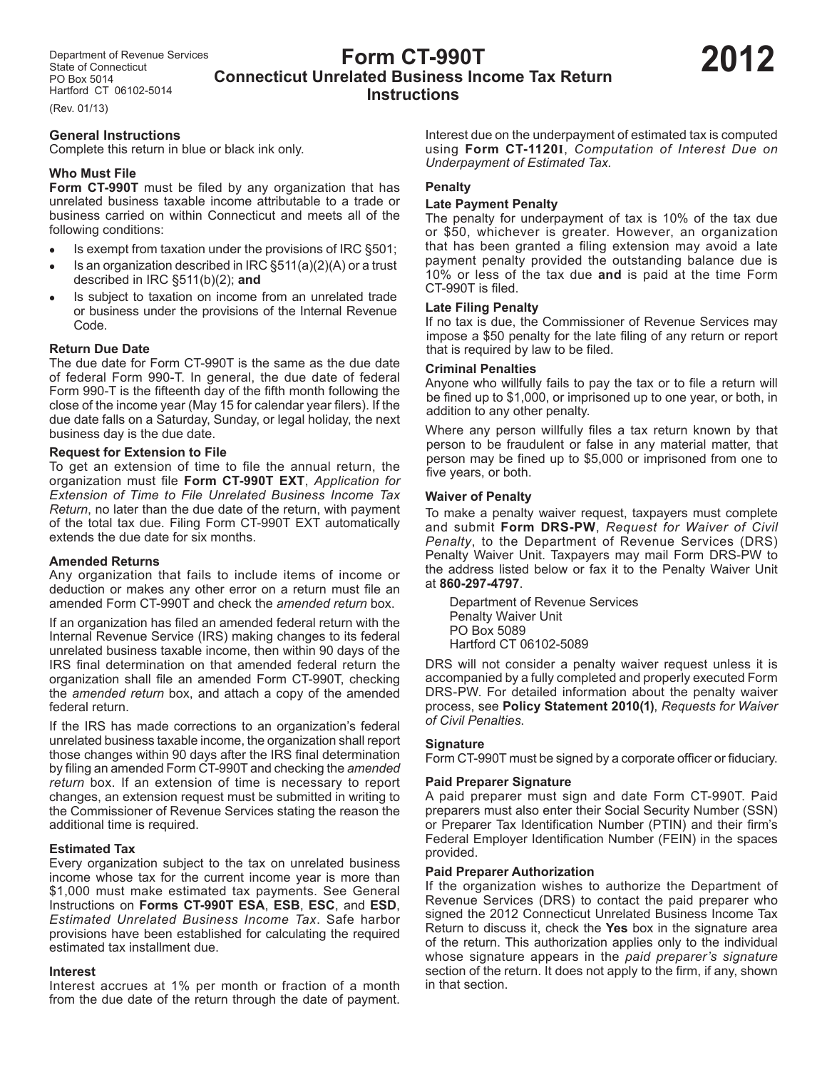Department of Revenue Services
State of Connecticut
PO Box 5014
Hartford CT 06102-5014
(Rev. 01/13)

# Form CT-990T
## Connecticut Unrelated Business Income Tax Return Instructions

# 2012

### General Instructions

Complete this return in blue or black ink only.

#### Who Must File

**Form CT-990T** must be filed by any organization that has unrelated business taxable income attributable to a trade or business carried on within Connecticut and meets all of the following conditions:

- Is exempt from taxation under the provisions of IRC §501;
- Is an organization described in IRC §511(a)(2)(A) or a trust described in IRC §511(b)(2); **and**
- Is subject to taxation on income from an unrelated trade or business under the provisions of the Internal Revenue Code.

#### Return Due Date

The due date for Form CT-990T is the same as the due date of federal Form 990-T. In general, the due date of federal Form 990-T is the fifteenth day of the fifth month following the close of the income year (May 15 for calendar year filers). If the due date falls on a Saturday, Sunday, or legal holiday, the next business day is the due date.

#### Request for Extension to File

To get an extension of time to file the annual return, the organization must file **Form CT-990T EXT**, *Application for Extension of Time to File Unrelated Business Income Tax Return*, no later than the due date of the return, with payment of the total tax due. Filing Form CT-990T EXT automatically extends the due date for six months.

#### Amended Returns

Any organization that fails to include items of income or deduction or makes any other error on a return must file an amended Form CT-990T and check the *amended return* box.

If an organization has filed an amended federal return with the Internal Revenue Service (IRS) making changes to its federal unrelated business taxable income, then within 90 days of the IRS final determination on that amended federal return the organization shall file an amended Form CT-990T, checking the *amended return* box, and attach a copy of the amended federal return.

If the IRS has made corrections to an organization's federal unrelated business taxable income, the organization shall report those changes within 90 days after the IRS final determination by filing an amended Form CT-990T and checking the *amended return* box. If an extension of time is necessary to report changes, an extension request must be submitted in writing to the Commissioner of Revenue Services stating the reason the additional time is required.

#### Estimated Tax

Every organization subject to the tax on unrelated business income whose tax for the current income year is more than $1,000 must make estimated tax payments. See General Instructions on **Forms CT-990T ESA**, **ESB**, **ESC**, and **ESD**, *Estimated Unrelated Business Income Tax*. Safe harbor provisions have been established for calculating the required estimated tax installment due.

#### Interest

Interest accrues at 1% per month or fraction of a month from the due date of the return through the date of payment.

Interest due on the underpayment of estimated tax is computed using **Form CT-1120I**, *Computation of Interest Due on Underpayment of Estimated Tax.*

#### Penalty

#### Late Payment Penalty

The penalty for underpayment of tax is 10% of the tax due or $50, whichever is greater. However, an organization that has been granted a filing extension may avoid a late payment penalty provided the outstanding balance due is 10% or less of the tax due **and** is paid at the time Form CT-990T is filed.

#### Late Filing Penalty

If no tax is due, the Commissioner of Revenue Services may impose a $50 penalty for the late filing of any return or report that is required by law to be filed.

#### Criminal Penalties

Anyone who willfully fails to pay the tax or to file a return will be fined up to $1,000, or imprisoned up to one year, or both, in addition to any other penalty.

Where any person willfully files a tax return known by that person to be fraudulent or false in any material matter, that person may be fined up to $5,000 or imprisoned from one to five years, or both.

#### Waiver of Penalty

To make a penalty waiver request, taxpayers must complete and submit **Form DRS-PW**, *Request for Waiver of Civil Penalty*, to the Department of Revenue Services (DRS) Penalty Waiver Unit. Taxpayers may mail Form DRS-PW to the address listed below or fax it to the Penalty Waiver Unit at **860-297-4797**.

Department of Revenue Services
Penalty Waiver Unit
PO Box 5089
Hartford CT 06102-5089

DRS will not consider a penalty waiver request unless it is accompanied by a fully completed and properly executed Form DRS-PW. For detailed information about the penalty waiver process, see **Policy Statement 2010(1)**, *Requests for Waiver of Civil Penalties*.

#### Signature

Form CT-990T must be signed by a corporate officer or fiduciary.

#### Paid Preparer Signature

A paid preparer must sign and date Form CT-990T. Paid preparers must also enter their Social Security Number (SSN) or Preparer Tax Identification Number (PTIN) and their firm's Federal Employer Identification Number (FEIN) in the spaces provided.

#### Paid Preparer Authorization

If the organization wishes to authorize the Department of Revenue Services (DRS) to contact the paid preparer who signed the 2012 Connecticut Unrelated Business Income Tax Return to discuss it, check the **Yes** box in the signature area of the return. This authorization applies only to the individual whose signature appears in the *paid preparer's signature* section of the return. It does not apply to the firm, if any, shown in that section.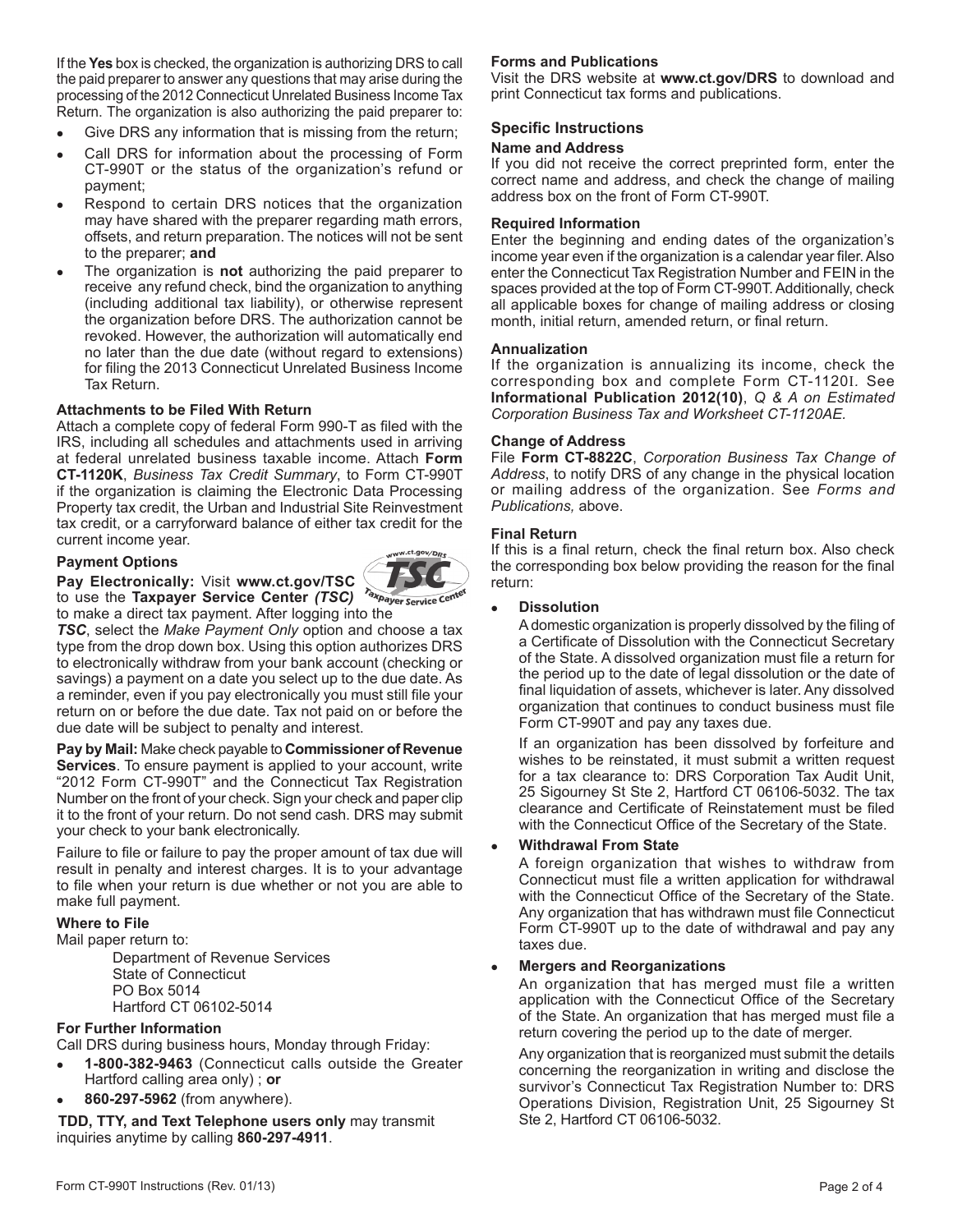If the **Yes** box is checked, the organization is authorizing DRS to call the paid preparer to answer any questions that may arise during the processing of the 2012 Connecticut Unrelated Business Income Tax Return. The organization is also authorizing the paid preparer to:

- Give DRS any information that is missing from the return;
- Call DRS for information about the processing of Form CT-990T or the status of the organization's refund or payment;
- Respond to certain DRS notices that the organization may have shared with the preparer regarding math errors, offsets, and return preparation. The notices will not be sent to the preparer; **and**
- The organization is **not** authorizing the paid preparer to receive any refund check, bind the organization to anything (including additional tax liability), or otherwise represent the organization before DRS. The authorization cannot be revoked. However, the authorization will automatically end no later than the due date (without regard to extensions) for filing the 2013 Connecticut Unrelated Business Income Tax Return.

### Attachments to be Filed With Return

Attach a complete copy of federal Form 990-T as filed with the IRS, including all schedules and attachments used in arriving at federal unrelated business taxable income. Attach **Form CT-1120K**, *Business Tax Credit Summary*, to Form CT-990T if the organization is claiming the Electronic Data Processing Property tax credit, the Urban and Industrial Site Reinvestment tax credit, or a carryforward balance of either tax credit for the current income year.

### Payment Options

**Pay Electronically:** Visit **www.ct.gov/TSC** to use the **Taxpayer Service Center** ***(TSC)*** to make a direct tax payment. After logging into the ***TSC***, select the *Make Payment Only* option and choose a tax type from the drop down box. Using this option authorizes DRS to electronically withdraw from your bank account (checking or savings) a payment on a date you select up to the due date. As a reminder, even if you pay electronically you must still file your return on or before the due date. Tax not paid on or before the due date will be subject to penalty and interest.

**Pay by Mail:** Make check payable to **Commissioner of Revenue Services**. To ensure payment is applied to your account, write "2012 Form CT-990T" and the Connecticut Tax Registration Number on the front of your check. Sign your check and paper clip it to the front of your return. Do not send cash. DRS may submit your check to your bank electronically.

Failure to file or failure to pay the proper amount of tax due will result in penalty and interest charges. It is to your advantage to file when your return is due whether or not you are able to make full payment.

### Where to File

Mail paper return to:

Department of Revenue Services
State of Connecticut
PO Box 5014
Hartford CT 06102-5014

### For Further Information

Call DRS during business hours, Monday through Friday:

- **1-800-382-9463** (Connecticut calls outside the Greater Hartford calling area only) ; **or**
- **860-297-5962** (from anywhere).

**TDD, TTY, and Text Telephone users only** may transmit inquiries anytime by calling **860-297-4911**.

### Forms and Publications

Visit the DRS website at **www.ct.gov/DRS** to download and print Connecticut tax forms and publications.

## Specific Instructions

### Name and Address

If you did not receive the correct preprinted form, enter the correct name and address, and check the change of mailing address box on the front of Form CT-990T.

### Required Information

Enter the beginning and ending dates of the organization's income year even if the organization is a calendar year filer. Also enter the Connecticut Tax Registration Number and FEIN in the spaces provided at the top of Form CT-990T. Additionally, check all applicable boxes for change of mailing address or closing month, initial return, amended return, or final return.

### Annualization

If the organization is annualizing its income, check the corresponding box and complete Form CT-1120I. See **Informational Publication 2012(10)**, *Q & A on Estimated Corporation Business Tax and Worksheet CT-1120AE.*

### Change of Address

File **Form CT-8822C**, *Corporation Business Tax Change of Address*, to notify DRS of any change in the physical location or mailing address of the organization. See *Forms and Publications,* above.

### Final Return

If this is a final return, check the final return box. Also check the corresponding box below providing the reason for the final return:

- **Dissolution**

  A domestic organization is properly dissolved by the filing of a Certificate of Dissolution with the Connecticut Secretary of the State. A dissolved organization must file a return for the period up to the date of legal dissolution or the date of final liquidation of assets, whichever is later. Any dissolved organization that continues to conduct business must file Form CT-990T and pay any taxes due.

  If an organization has been dissolved by forfeiture and wishes to be reinstated, it must submit a written request for a tax clearance to: DRS Corporation Tax Audit Unit, 25 Sigourney St Ste 2, Hartford CT 06106-5032. The tax clearance and Certificate of Reinstatement must be filed with the Connecticut Office of the Secretary of the State.

- **Withdrawal From State**

  A foreign organization that wishes to withdraw from Connecticut must file a written application for withdrawal with the Connecticut Office of the Secretary of the State. Any organization that has withdrawn must file Connecticut Form CT-990T up to the date of withdrawal and pay any taxes due.

- **Mergers and Reorganizations**

  An organization that has merged must file a written application with the Connecticut Office of the Secretary of the State. An organization that has merged must file a return covering the period up to the date of merger.

  Any organization that is reorganized must submit the details concerning the reorganization in writing and disclose the survivor's Connecticut Tax Registration Number to: DRS Operations Division, Registration Unit, 25 Sigourney St Ste 2, Hartford CT 06106-5032.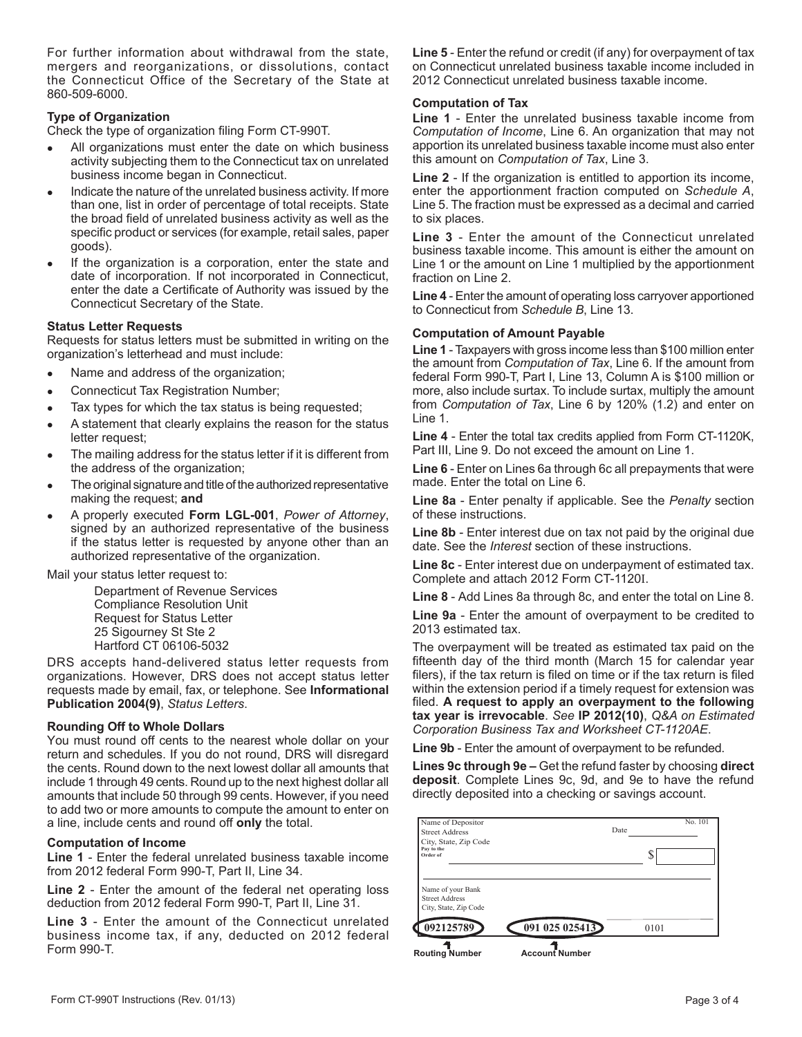For further information about withdrawal from the state, mergers and reorganizations, or dissolutions, contact the Connecticut Office of the Secretary of the State at 860-509-6000.

### Type of Organization

Check the type of organization filing Form CT-990T.

- All organizations must enter the date on which business activity subjecting them to the Connecticut tax on unrelated business income began in Connecticut.
- Indicate the nature of the unrelated business activity. If more than one, list in order of percentage of total receipts. State the broad field of unrelated business activity as well as the specific product or services (for example, retail sales, paper goods).
- If the organization is a corporation, enter the state and date of incorporation. If not incorporated in Connecticut, enter the date a Certificate of Authority was issued by the Connecticut Secretary of the State.

### Status Letter Requests

Requests for status letters must be submitted in writing on the organization's letterhead and must include:

- Name and address of the organization;
- Connecticut Tax Registration Number;
- Tax types for which the tax status is being requested;
- A statement that clearly explains the reason for the status letter request;
- The mailing address for the status letter if it is different from the address of the organization;
- The original signature and title of the authorized representative making the request; **and**
- A properly executed **Form LGL-001**, *Power of Attorney*, signed by an authorized representative of the business if the status letter is requested by anyone other than an authorized representative of the organization.

Mail your status letter request to:

Department of Revenue Services
Compliance Resolution Unit
Request for Status Letter
25 Sigourney St Ste 2
Hartford CT 06106-5032

DRS accepts hand-delivered status letter requests from organizations. However, DRS does not accept status letter requests made by email, fax, or telephone. See **Informational Publication 2004(9)**, *Status Letters*.

### Rounding Off to Whole Dollars

You must round off cents to the nearest whole dollar on your return and schedules. If you do not round, DRS will disregard the cents. Round down to the next lowest dollar all amounts that include 1 through 49 cents. Round up to the next highest dollar all amounts that include 50 through 99 cents. However, if you need to add two or more amounts to compute the amount to enter on a line, include cents and round off **only** the total.

### Computation of Income

**Line 1** - Enter the federal unrelated business taxable income from 2012 federal Form 990-T, Part II, Line 34.

**Line 2** - Enter the amount of the federal net operating loss deduction from 2012 federal Form 990-T, Part II, Line 31.

**Line 3** - Enter the amount of the Connecticut unrelated business income tax, if any, deducted on 2012 federal Form 990-T.

**Line 5** - Enter the refund or credit (if any) for overpayment of tax on Connecticut unrelated business taxable income included in 2012 Connecticut unrelated business taxable income.

### Computation of Tax

**Line 1** - Enter the unrelated business taxable income from *Computation of Income*, Line 6. An organization that may not apportion its unrelated business taxable income must also enter this amount on *Computation of Tax*, Line 3.

**Line 2** - If the organization is entitled to apportion its income, enter the apportionment fraction computed on *Schedule A*, Line 5. The fraction must be expressed as a decimal and carried to six places.

**Line 3** - Enter the amount of the Connecticut unrelated business taxable income. This amount is either the amount on Line 1 or the amount on Line 1 multiplied by the apportionment fraction on Line 2.

**Line 4** - Enter the amount of operating loss carryover apportioned to Connecticut from *Schedule B*, Line 13.

### Computation of Amount Payable

**Line 1** - Taxpayers with gross income less than $100 million enter the amount from *Computation of Tax*, Line 6. If the amount from federal Form 990-T, Part I, Line 13, Column A is $100 million or more, also include surtax. To include surtax, multiply the amount from *Computation of Tax*, Line 6 by 120% (1.2) and enter on Line 1.

**Line 4** - Enter the total tax credits applied from Form CT-1120K, Part III, Line 9. Do not exceed the amount on Line 1.

**Line 6** - Enter on Lines 6a through 6c all prepayments that were made. Enter the total on Line 6.

**Line 8a** - Enter penalty if applicable. See the *Penalty* section of these instructions.

**Line 8b** - Enter interest due on tax not paid by the original due date. See the *Interest* section of these instructions.

**Line 8c** - Enter interest due on underpayment of estimated tax. Complete and attach 2012 Form CT-1120I.

**Line 8** - Add Lines 8a through 8c, and enter the total on Line 8.

**Line 9a** - Enter the amount of overpayment to be credited to 2013 estimated tax.

The overpayment will be treated as estimated tax paid on the fifteenth day of the third month (March 15 for calendar year filers), if the tax return is filed on time or if the tax return is filed within the extension period if a timely request for extension was filed. **A request to apply an overpayment to the following tax year is irrevocable**. *See* **IP 2012(10)**, *Q&A on Estimated Corporation Business Tax and Worksheet CT-1120AE*.

**Line 9b** - Enter the amount of overpayment to be refunded.

**Lines 9c through 9e –** Get the refund faster by choosing **direct deposit**. Complete Lines 9c, 9d, and 9e to have the refund directly deposited into a checking or savings account.

Name of Depositor
Street Address
City, State, Zip Code
Date
No. 101
Pay to the Order of
$

Name of your Bank
Street Address
City, State, Zip Code

092125789 | 091 025 025413 | 0101

Routing Number | Account Number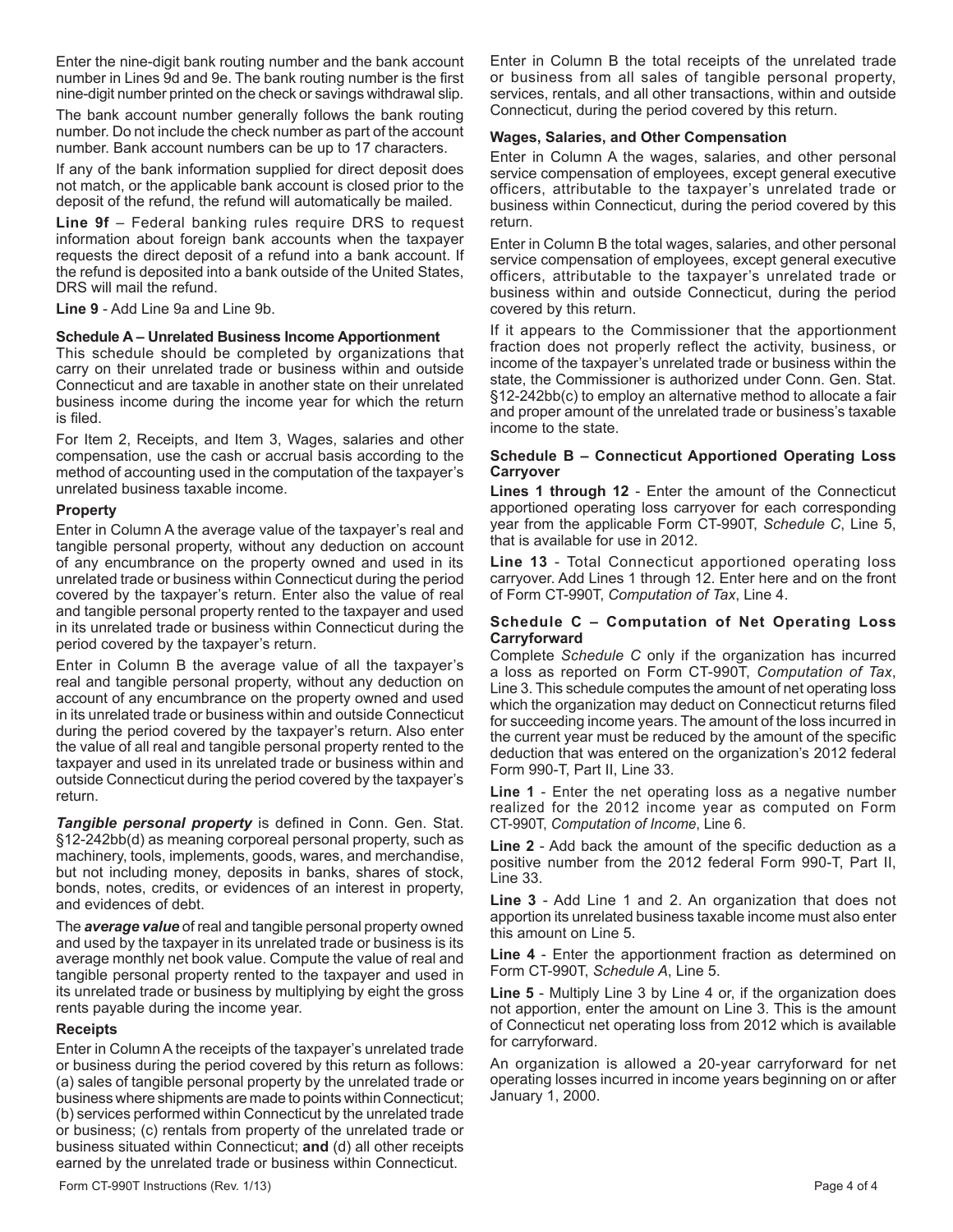Enter the nine-digit bank routing number and the bank account number in Lines 9d and 9e. The bank routing number is the first nine-digit number printed on the check or savings withdrawal slip.

The bank account number generally follows the bank routing number. Do not include the check number as part of the account number. Bank account numbers can be up to 17 characters.

If any of the bank information supplied for direct deposit does not match, or the applicable bank account is closed prior to the deposit of the refund, the refund will automatically be mailed.

**Line 9f** – Federal banking rules require DRS to request information about foreign bank accounts when the taxpayer requests the direct deposit of a refund into a bank account. If the refund is deposited into a bank outside of the United States, DRS will mail the refund.

**Line 9** - Add Line 9a and Line 9b.

### Schedule A – Unrelated Business Income Apportionment

This schedule should be completed by organizations that carry on their unrelated trade or business within and outside Connecticut and are taxable in another state on their unrelated business income during the income year for which the return is filed.

For Item 2, Receipts, and Item 3, Wages, salaries and other compensation, use the cash or accrual basis according to the method of accounting used in the computation of the taxpayer's unrelated business taxable income.

#### Property

Enter in Column A the average value of the taxpayer's real and tangible personal property, without any deduction on account of any encumbrance on the property owned and used in its unrelated trade or business within Connecticut during the period covered by the taxpayer's return. Enter also the value of real and tangible personal property rented to the taxpayer and used in its unrelated trade or business within Connecticut during the period covered by the taxpayer's return.

Enter in Column B the average value of all the taxpayer's real and tangible personal property, without any deduction on account of any encumbrance on the property owned and used in its unrelated trade or business within and outside Connecticut during the period covered by the taxpayer's return. Also enter the value of all real and tangible personal property rented to the taxpayer and used in its unrelated trade or business within and outside Connecticut during the period covered by the taxpayer's return.

***Tangible personal property*** is defined in Conn. Gen. Stat. §12-242bb(d) as meaning corporeal personal property, such as machinery, tools, implements, goods, wares, and merchandise, but not including money, deposits in banks, shares of stock, bonds, notes, credits, or evidences of an interest in property, and evidences of debt.

The ***average value*** of real and tangible personal property owned and used by the taxpayer in its unrelated trade or business is its average monthly net book value. Compute the value of real and tangible personal property rented to the taxpayer and used in its unrelated trade or business by multiplying by eight the gross rents payable during the income year.

#### Receipts

Enter in Column A the receipts of the taxpayer's unrelated trade or business during the period covered by this return as follows: (a) sales of tangible personal property by the unrelated trade or business where shipments are made to points within Connecticut; (b) services performed within Connecticut by the unrelated trade or business; (c) rentals from property of the unrelated trade or business situated within Connecticut; **and** (d) all other receipts earned by the unrelated trade or business within Connecticut.

Enter in Column B the total receipts of the unrelated trade or business from all sales of tangible personal property, services, rentals, and all other transactions, within and outside Connecticut, during the period covered by this return.

#### Wages, Salaries, and Other Compensation

Enter in Column A the wages, salaries, and other personal service compensation of employees, except general executive officers, attributable to the taxpayer's unrelated trade or business within Connecticut, during the period covered by this return.

Enter in Column B the total wages, salaries, and other personal service compensation of employees, except general executive officers, attributable to the taxpayer's unrelated trade or business within and outside Connecticut, during the period covered by this return.

If it appears to the Commissioner that the apportionment fraction does not properly reflect the activity, business, or income of the taxpayer's unrelated trade or business within the state, the Commissioner is authorized under Conn. Gen. Stat. §12-242bb(c) to employ an alternative method to allocate a fair and proper amount of the unrelated trade or business's taxable income to the state.

### Schedule B – Connecticut Apportioned Operating Loss Carryover

**Lines 1 through 12** - Enter the amount of the Connecticut apportioned operating loss carryover for each corresponding year from the applicable Form CT-990T, *Schedule C*, Line 5, that is available for use in 2012.

**Line 13** - Total Connecticut apportioned operating loss carryover. Add Lines 1 through 12. Enter here and on the front of Form CT-990T, *Computation of Tax*, Line 4.

### Schedule C – Computation of Net Operating Loss Carryforward

Complete *Schedule C* only if the organization has incurred a loss as reported on Form CT-990T, *Computation of Tax*, Line 3. This schedule computes the amount of net operating loss which the organization may deduct on Connecticut returns filed for succeeding income years. The amount of the loss incurred in the current year must be reduced by the amount of the specific deduction that was entered on the organization's 2012 federal Form 990-T, Part II, Line 33.

**Line 1** - Enter the net operating loss as a negative number realized for the 2012 income year as computed on Form CT-990T, *Computation of Income*, Line 6.

**Line 2** - Add back the amount of the specific deduction as a positive number from the 2012 federal Form 990-T, Part II, Line 33.

**Line 3** - Add Line 1 and 2. An organization that does not apportion its unrelated business taxable income must also enter this amount on Line 5.

**Line 4** - Enter the apportionment fraction as determined on Form CT-990T, *Schedule A*, Line 5.

**Line 5** - Multiply Line 3 by Line 4 or, if the organization does not apportion, enter the amount on Line 3. This is the amount of Connecticut net operating loss from 2012 which is available for carryforward.

An organization is allowed a 20-year carryforward for net operating losses incurred in income years beginning on or after January 1, 2000.

Form CT-990T Instructions (Rev. 1/13)